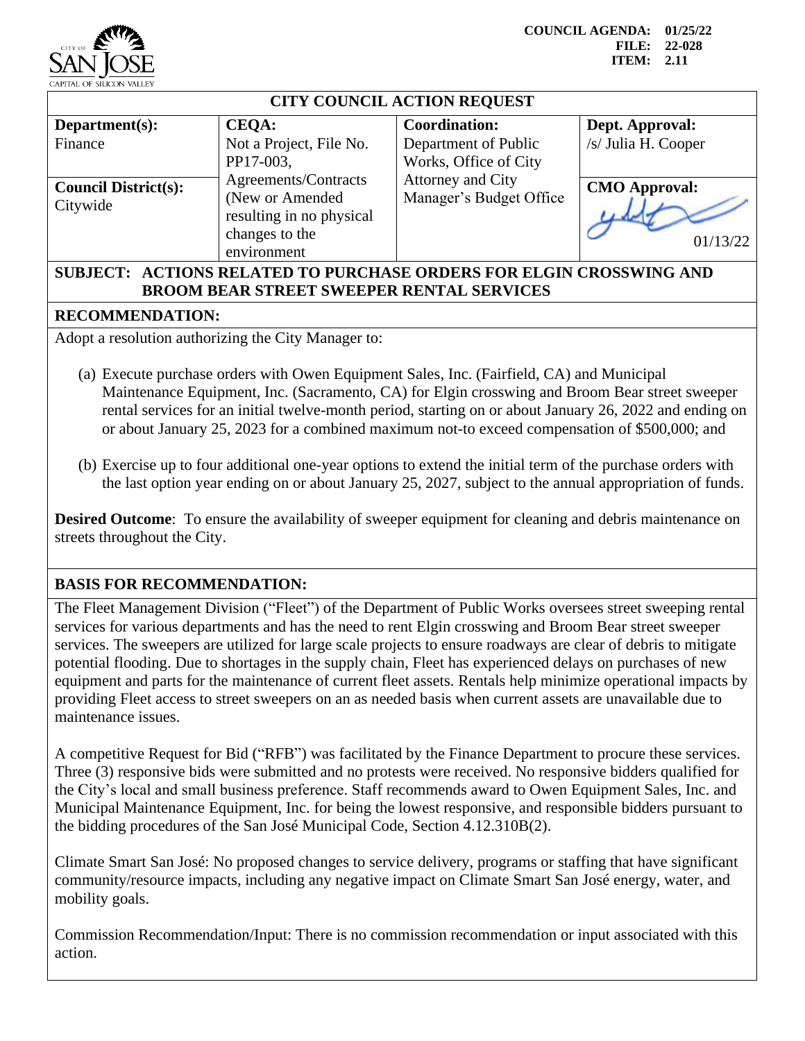COUNCIL AGENDA: 01/25/22
FILE: 22-028
ITEM: 2.11

# CITY COUNCIL ACTION REQUEST

| **Department(s):** Finance | **CEQA:** Not a Project, File No. PP17-003, Agreements/Contracts (New or Amended resulting in no physical changes to the environment | **Coordination:** Department of Public Works, Office of City Attorney and City Manager's Budget Office | **Dept. Approval:** /s/ Julia H. Cooper |
|---|---|---|---|
| **Council District(s):** Citywide | | | **CMO Approval:** 01/13/22 |

**SUBJECT: ACTIONS RELATED TO PURCHASE ORDERS FOR ELGIN CROSSWING AND BROOM BEAR STREET SWEEPER RENTAL SERVICES**

## RECOMMENDATION:

Adopt a resolution authorizing the City Manager to:

(a) Execute purchase orders with Owen Equipment Sales, Inc. (Fairfield, CA) and Municipal Maintenance Equipment, Inc. (Sacramento, CA) for Elgin crosswing and Broom Bear street sweeper rental services for an initial twelve-month period, starting on or about January 26, 2022 and ending on or about January 25, 2023 for a combined maximum not-to exceed compensation of $500,000; and

(b) Exercise up to four additional one-year options to extend the initial term of the purchase orders with the last option year ending on or about January 25, 2027, subject to the annual appropriation of funds.

**Desired Outcome**: To ensure the availability of sweeper equipment for cleaning and debris maintenance on streets throughout the City.

## BASIS FOR RECOMMENDATION:

The Fleet Management Division ("Fleet") of the Department of Public Works oversees street sweeping rental services for various departments and has the need to rent Elgin crosswing and Broom Bear street sweeper services. The sweepers are utilized for large scale projects to ensure roadways are clear of debris to mitigate potential flooding. Due to shortages in the supply chain, Fleet has experienced delays on purchases of new equipment and parts for the maintenance of current fleet assets. Rentals help minimize operational impacts by providing Fleet access to street sweepers on an as needed basis when current assets are unavailable due to maintenance issues.

A competitive Request for Bid ("RFB") was facilitated by the Finance Department to procure these services. Three (3) responsive bids were submitted and no protests were received. No responsive bidders qualified for the City's local and small business preference. Staff recommends award to Owen Equipment Sales, Inc. and Municipal Maintenance Equipment, Inc. for being the lowest responsive, and responsible bidders pursuant to the bidding procedures of the San José Municipal Code, Section 4.12.310B(2).

Climate Smart San José: No proposed changes to service delivery, programs or staffing that have significant community/resource impacts, including any negative impact on Climate Smart San José energy, water, and mobility goals.

Commission Recommendation/Input: There is no commission recommendation or input associated with this action.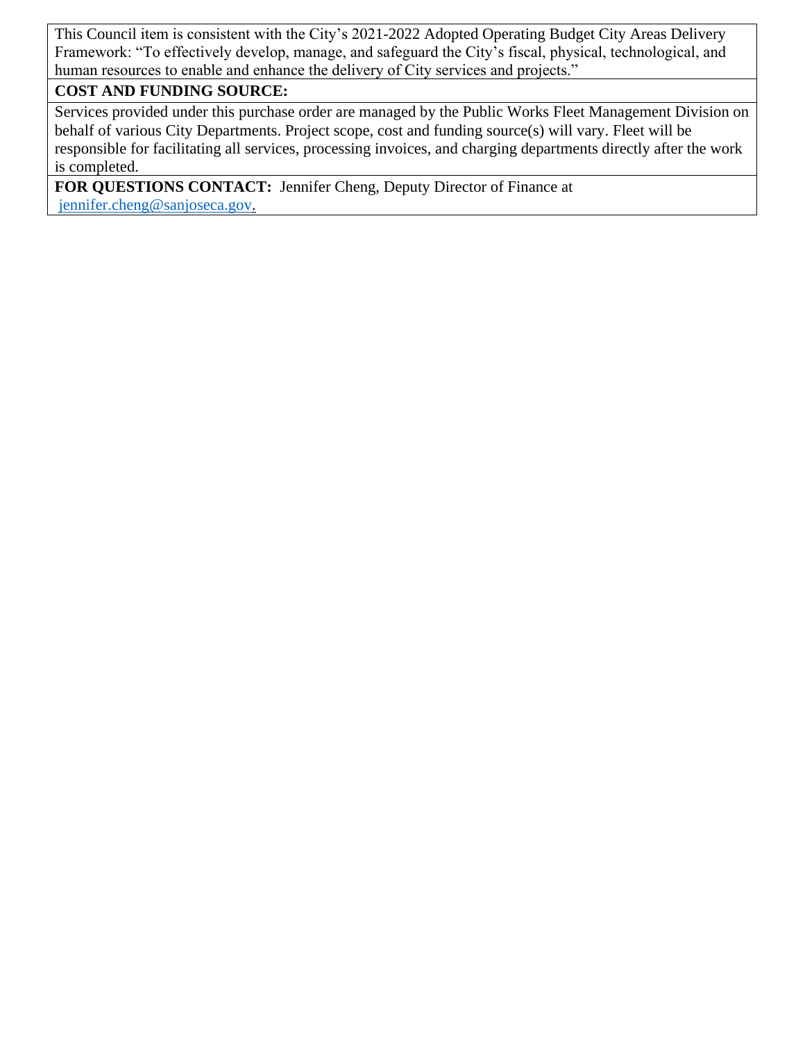This Council item is consistent with the City's 2021-2022 Adopted Operating Budget City Areas Delivery Framework: "To effectively develop, manage, and safeguard the City's fiscal, physical, technological, and human resources to enable and enhance the delivery of City services and projects."

**COST AND FUNDING SOURCE:**

Services provided under this purchase order are managed by the Public Works Fleet Management Division on behalf of various City Departments. Project scope, cost and funding source(s) will vary. Fleet will be responsible for facilitating all services, processing invoices, and charging departments directly after the work is completed.

**FOR QUESTIONS CONTACT:** Jennifer Cheng, Deputy Director of Finance at jennifer.cheng@sanjoseca.gov.